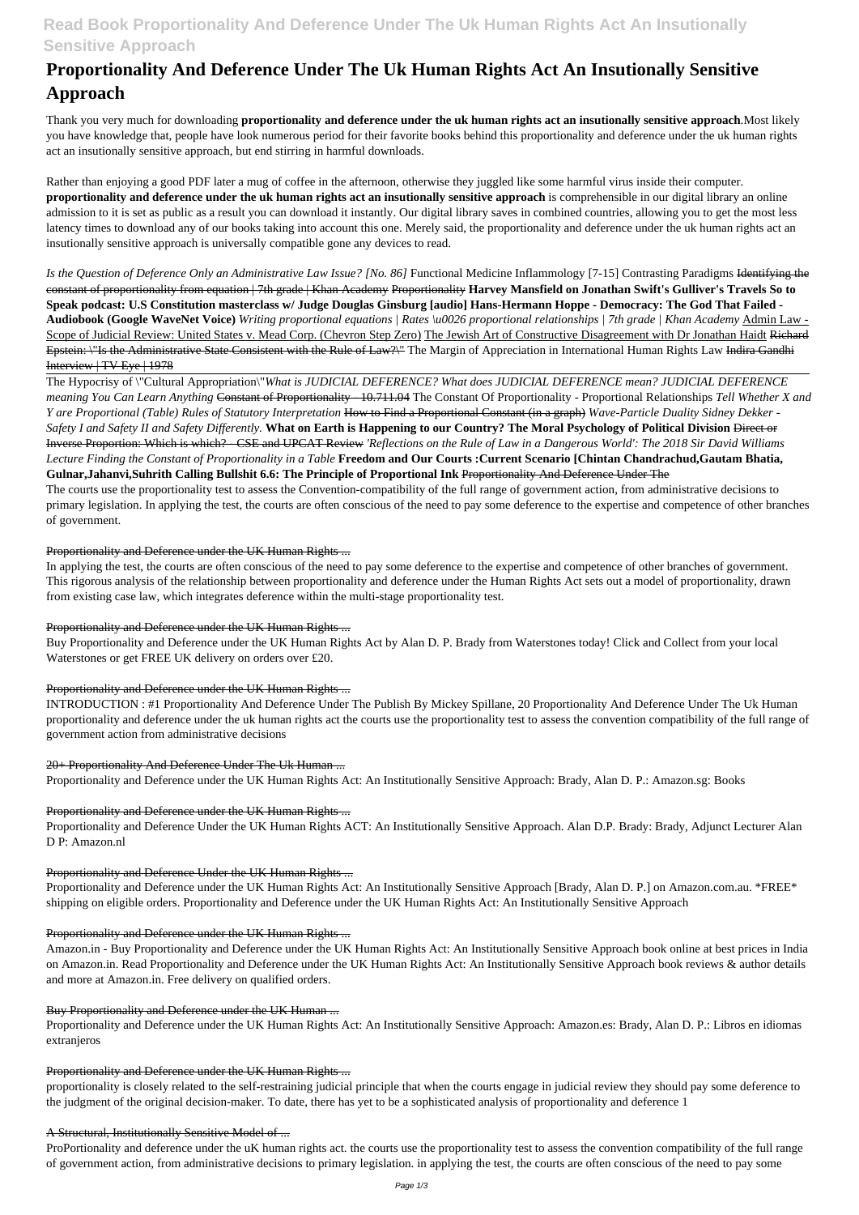# Proportionality And Deference Under The Uk Human Rights Act An Insutionally Sensitive Approach

Thank you very much for downloading **proportionality and deference under the uk human rights act an insutionally sensitive approach**.Most likely you have knowledge that, people have look numerous period for their favorite books behind this proportionality and deference under the uk human rights act an insutionally sensitive approach, but end stirring in harmful downloads.

Rather than enjoying a good PDF later a mug of coffee in the afternoon, otherwise they juggled like some harmful virus inside their computer. **proportionality and deference under the uk human rights act an insutionally sensitive approach** is comprehensible in our digital library an online admission to it is set as public as a result you can download it instantly. Our digital library saves in combined countries, allowing you to get the most less latency times to download any of our books taking into account this one. Merely said, the proportionality and deference under the uk human rights act an insutionally sensitive approach is universally compatible gone any devices to read.

*Is the Question of Deference Only an Administrative Law Issue? [No. 86]* Functional Medicine Inflammology [7-15] Contrasting Paradigms ~~Identifying the constant of proportionality from equation | 7th grade | Khan Academy~~ ~~Proportionality~~ **Harvey Mansfield on Jonathan Swift's Gulliver's Travels So to Speak podcast: U.S Constitution masterclass w/ Judge Douglas Ginsburg [audio] Hans-Hermann Hoppe - Democracy: The God That Failed - Audiobook (Google WaveNet Voice)** *Writing proportional equations | Rates \u0026 proportional relationships | 7th grade | Khan Academy* Admin Law - Scope of Judicial Review: United States v. Mead Corp. (Chevron Step Zero) The Jewish Art of Constructive Disagreement with Dr Jonathan Haidt ~~Richard Epstein: \"Is the Administrative State Consistent with the Rule of Law?\"~~ The Margin of Appreciation in International Human Rights Law ~~Indira Gandhi Interview | TV Eye | 1978~~

The Hypocrisy of \"Cultural Appropriation\"*What is JUDICIAL DEFERENCE? What does JUDICIAL DEFERENCE mean? JUDICIAL DEFERENCE meaning You Can Learn Anything* ~~Constant of Proportionality - 10.711.04~~ The Constant Of Proportionality - Proportional Relationships *Tell Whether X and Y are Proportional (Table) Rules of Statutory Interpretation* ~~How to Find a Proportional Constant (in a graph)~~ *Wave-Particle Duality Sidney Dekker - Safety I and Safety II and Safety Differently.* **What on Earth is Happening to our Country? The Moral Psychology of Political Division** ~~Direct or Inverse Proportion: Which is which? - CSE and UPCAT Review~~ *'Reflections on the Rule of Law in a Dangerous World': The 2018 Sir David Williams Lecture Finding the Constant of Proportionality in a Table* **Freedom and Our Courts :Current Scenario [Chintan Chandrachud,Gautam Bhatia, Gulnar,Jahanvi,Suhrith Calling Bullshit 6.6: The Principle of Proportional Ink** ~~Proportionality And Deference Under The~~

The courts use the proportionality test to assess the Convention-compatibility of the full range of government action, from administrative decisions to primary legislation. In applying the test, the courts are often conscious of the need to pay some deference to the expertise and competence of other branches of government.

~~Proportionality and Deference under the UK Human Rights ...~~

In applying the test, the courts are often conscious of the need to pay some deference to the expertise and competence of other branches of government. This rigorous analysis of the relationship between proportionality and deference under the Human Rights Act sets out a model of proportionality, drawn from existing case law, which integrates deference within the multi-stage proportionality test.

~~Proportionality and Deference under the UK Human Rights ...~~

Buy Proportionality and Deference under the UK Human Rights Act by Alan D. P. Brady from Waterstones today! Click and Collect from your local Waterstones or get FREE UK delivery on orders over £20.

~~Proportionality and Deference under the UK Human Rights ...~~

INTRODUCTION : #1 Proportionality And Deference Under The Publish By Mickey Spillane, 20 Proportionality And Deference Under The Uk Human proportionality and deference under the uk human rights act the courts use the proportionality test to assess the convention compatibility of the full range of government action from administrative decisions

~~20+ Proportionality And Deference Under The Uk Human ...~~

Proportionality and Deference under the UK Human Rights Act: An Institutionally Sensitive Approach: Brady, Alan D. P.: Amazon.sg: Books

~~Proportionality and Deference under the UK Human Rights ...~~

Proportionality and Deference Under the UK Human Rights ACT: An Institutionally Sensitive Approach. Alan D.P. Brady: Brady, Adjunct Lecturer Alan D P: Amazon.nl

~~Proportionality and Deference Under the UK Human Rights ...~~

Proportionality and Deference under the UK Human Rights Act: An Institutionally Sensitive Approach [Brady, Alan D. P.] on Amazon.com.au. \*FREE\* shipping on eligible orders. Proportionality and Deference under the UK Human Rights Act: An Institutionally Sensitive Approach

~~Proportionality and Deference under the UK Human Rights ...~~

Amazon.in - Buy Proportionality and Deference under the UK Human Rights Act: An Institutionally Sensitive Approach book online at best prices in India on Amazon.in. Read Proportionality and Deference under the UK Human Rights Act: An Institutionally Sensitive Approach book reviews & author details and more at Amazon.in. Free delivery on qualified orders.

~~Buy Proportionality and Deference under the UK Human ...~~

Proportionality and Deference under the UK Human Rights Act: An Institutionally Sensitive Approach: Amazon.es: Brady, Alan D. P.: Libros en idiomas extranjeros

~~Proportionality and Deference under the UK Human Rights ...~~

proportionality is closely related to the self-restraining judicial principle that when the courts engage in judicial review they should pay some deference to the judgment of the original decision-maker. To date, there has yet to be a sophisticated analysis of proportionality and deference 1

~~A Structural, Institutionally Sensitive Model of ...~~

ProPortionality and deference under the uK human rights act. the courts use the proportionality test to assess the convention compatibility of the full range of government action, from administrative decisions to primary legislation. in applying the test, the courts are often conscious of the need to pay some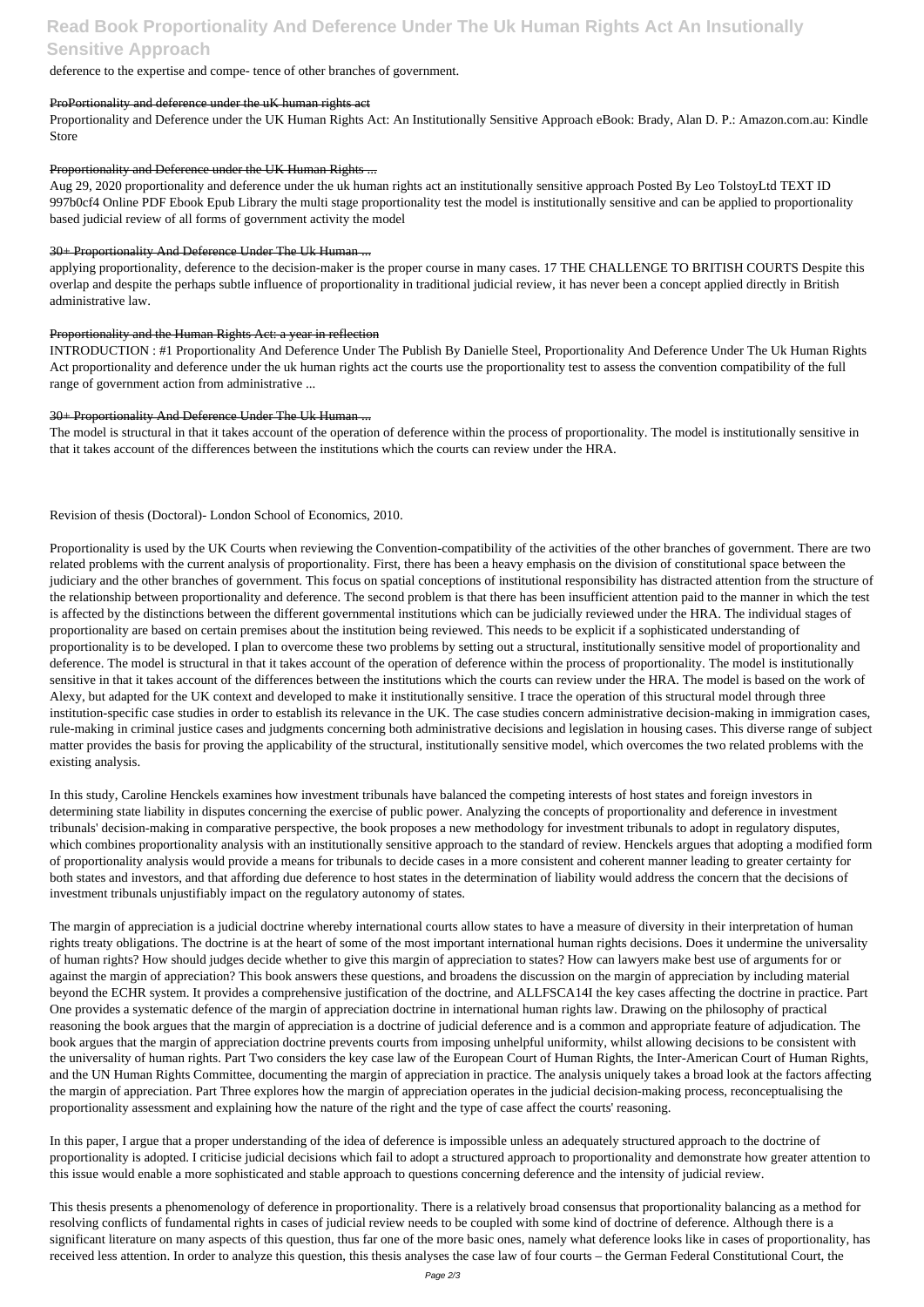deference to the expertise and compe- tence of other branches of government.

ProPortionality and deference under the uK human rights act

Proportionality and Deference under the UK Human Rights Act: An Institutionally Sensitive Approach eBook: Brady, Alan D. P.: Amazon.com.au: Kindle Store

Proportionality and Deference under the UK Human Rights ...

Aug 29, 2020 proportionality and deference under the uk human rights act an institutionally sensitive approach Posted By Leo TolstoyLtd TEXT ID 997b0cf4 Online PDF Ebook Epub Library the multi stage proportionality test the model is institutionally sensitive and can be applied to proportionality based judicial review of all forms of government activity the model

30+ Proportionality And Deference Under The Uk Human ...

applying proportionality, deference to the decision-maker is the proper course in many cases. 17 THE CHALLENGE TO BRITISH COURTS Despite this overlap and despite the perhaps subtle influence of proportionality in traditional judicial review, it has never been a concept applied directly in British administrative law.

Proportionality and the Human Rights Act: a year in reflection

INTRODUCTION : #1 Proportionality And Deference Under The Publish By Danielle Steel, Proportionality And Deference Under The Uk Human Rights Act proportionality and deference under the uk human rights act the courts use the proportionality test to assess the convention compatibility of the full range of government action from administrative ...

30+ Proportionality And Deference Under The Uk Human ...

The model is structural in that it takes account of the operation of deference within the process of proportionality. The model is institutionally sensitive in that it takes account of the differences between the institutions which the courts can review under the HRA.

Revision of thesis (Doctoral)- London School of Economics, 2010.

Proportionality is used by the UK Courts when reviewing the Convention-compatibility of the activities of the other branches of government. There are two related problems with the current analysis of proportionality. First, there has been a heavy emphasis on the division of constitutional space between the judiciary and the other branches of government. This focus on spatial conceptions of institutional responsibility has distracted attention from the structure of the relationship between proportionality and deference. The second problem is that there has been insufficient attention paid to the manner in which the test is affected by the distinctions between the different governmental institutions which can be judicially reviewed under the HRA. The individual stages of proportionality are based on certain premises about the institution being reviewed. This needs to be explicit if a sophisticated understanding of proportionality is to be developed. I plan to overcome these two problems by setting out a structural, institutionally sensitive model of proportionality and deference. The model is structural in that it takes account of the operation of deference within the process of proportionality. The model is institutionally sensitive in that it takes account of the differences between the institutions which the courts can review under the HRA. The model is based on the work of Alexy, but adapted for the UK context and developed to make it institutionally sensitive. I trace the operation of this structural model through three institution-specific case studies in order to establish its relevance in the UK. The case studies concern administrative decision-making in immigration cases, rule-making in criminal justice cases and judgments concerning both administrative decisions and legislation in housing cases. This diverse range of subject matter provides the basis for proving the applicability of the structural, institutionally sensitive model, which overcomes the two related problems with the existing analysis.

In this study, Caroline Henckels examines how investment tribunals have balanced the competing interests of host states and foreign investors in determining state liability in disputes concerning the exercise of public power. Analyzing the concepts of proportionality and deference in investment tribunals' decision-making in comparative perspective, the book proposes a new methodology for investment tribunals to adopt in regulatory disputes, which combines proportionality analysis with an institutionally sensitive approach to the standard of review. Henckels argues that adopting a modified form of proportionality analysis would provide a means for tribunals to decide cases in a more consistent and coherent manner leading to greater certainty for both states and investors, and that affording due deference to host states in the determination of liability would address the concern that the decisions of investment tribunals unjustifiably impact on the regulatory autonomy of states.

The margin of appreciation is a judicial doctrine whereby international courts allow states to have a measure of diversity in their interpretation of human rights treaty obligations. The doctrine is at the heart of some of the most important international human rights decisions. Does it undermine the universality of human rights? How should judges decide whether to give this margin of appreciation to states? How can lawyers make best use of arguments for or against the margin of appreciation? This book answers these questions, and broadens the discussion on the margin of appreciation by including material beyond the ECHR system. It provides a comprehensive justification of the doctrine, and ALLFSCA14I the key cases affecting the doctrine in practice. Part One provides a systematic defence of the margin of appreciation doctrine in international human rights law. Drawing on the philosophy of practical reasoning the book argues that the margin of appreciation is a doctrine of judicial deference and is a common and appropriate feature of adjudication. The book argues that the margin of appreciation doctrine prevents courts from imposing unhelpful uniformity, whilst allowing decisions to be consistent with the universality of human rights. Part Two considers the key case law of the European Court of Human Rights, the Inter-American Court of Human Rights, and the UN Human Rights Committee, documenting the margin of appreciation in practice. The analysis uniquely takes a broad look at the factors affecting the margin of appreciation. Part Three explores how the margin of appreciation operates in the judicial decision-making process, reconceptualising the proportionality assessment and explaining how the nature of the right and the type of case affect the courts' reasoning.

In this paper, I argue that a proper understanding of the idea of deference is impossible unless an adequately structured approach to the doctrine of proportionality is adopted. I criticise judicial decisions which fail to adopt a structured approach to proportionality and demonstrate how greater attention to this issue would enable a more sophisticated and stable approach to questions concerning deference and the intensity of judicial review.

This thesis presents a phenomenology of deference in proportionality. There is a relatively broad consensus that proportionality balancing as a method for resolving conflicts of fundamental rights in cases of judicial review needs to be coupled with some kind of doctrine of deference. Although there is a significant literature on many aspects of this question, thus far one of the more basic ones, namely what deference looks like in cases of proportionality, has received less attention. In order to analyze this question, this thesis analyses the case law of four courts – the German Federal Constitutional Court, the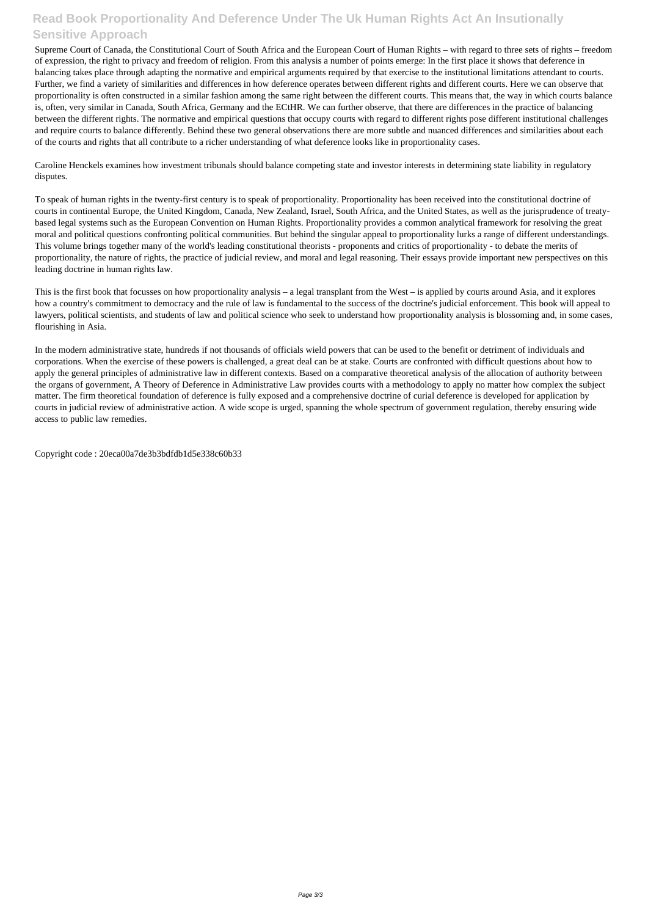Supreme Court of Canada, the Constitutional Court of South Africa and the European Court of Human Rights – with regard to three sets of rights – freedom of expression, the right to privacy and freedom of religion. From this analysis a number of points emerge: In the first place it shows that deference in balancing takes place through adapting the normative and empirical arguments required by that exercise to the institutional limitations attendant to courts. Further, we find a variety of similarities and differences in how deference operates between different rights and different courts. Here we can observe that proportionality is often constructed in a similar fashion among the same right between the different courts. This means that, the way in which courts balance is, often, very similar in Canada, South Africa, Germany and the ECtHR. We can further observe, that there are differences in the practice of balancing between the different rights. The normative and empirical questions that occupy courts with regard to different rights pose different institutional challenges and require courts to balance differently. Behind these two general observations there are more subtle and nuanced differences and similarities about each of the courts and rights that all contribute to a richer understanding of what deference looks like in proportionality cases.

Caroline Henckels examines how investment tribunals should balance competing state and investor interests in determining state liability in regulatory disputes.

To speak of human rights in the twenty-first century is to speak of proportionality. Proportionality has been received into the constitutional doctrine of courts in continental Europe, the United Kingdom, Canada, New Zealand, Israel, South Africa, and the United States, as well as the jurisprudence of treaty-based legal systems such as the European Convention on Human Rights. Proportionality provides a common analytical framework for resolving the great moral and political questions confronting political communities. But behind the singular appeal to proportionality lurks a range of different understandings. This volume brings together many of the world's leading constitutional theorists - proponents and critics of proportionality - to debate the merits of proportionality, the nature of rights, the practice of judicial review, and moral and legal reasoning. Their essays provide important new perspectives on this leading doctrine in human rights law.

This is the first book that focusses on how proportionality analysis – a legal transplant from the West – is applied by courts around Asia, and it explores how a country's commitment to democracy and the rule of law is fundamental to the success of the doctrine's judicial enforcement. This book will appeal to lawyers, political scientists, and students of law and political science who seek to understand how proportionality analysis is blossoming and, in some cases, flourishing in Asia.

In the modern administrative state, hundreds if not thousands of officials wield powers that can be used to the benefit or detriment of individuals and corporations. When the exercise of these powers is challenged, a great deal can be at stake. Courts are confronted with difficult questions about how to apply the general principles of administrative law in different contexts. Based on a comparative theoretical analysis of the allocation of authority between the organs of government, A Theory of Deference in Administrative Law provides courts with a methodology to apply no matter how complex the subject matter. The firm theoretical foundation of deference is fully exposed and a comprehensive doctrine of curial deference is developed for application by courts in judicial review of administrative action. A wide scope is urged, spanning the whole spectrum of government regulation, thereby ensuring wide access to public law remedies.

Copyright code : 20eca00a7de3b3bdfdb1d5e338c60b33